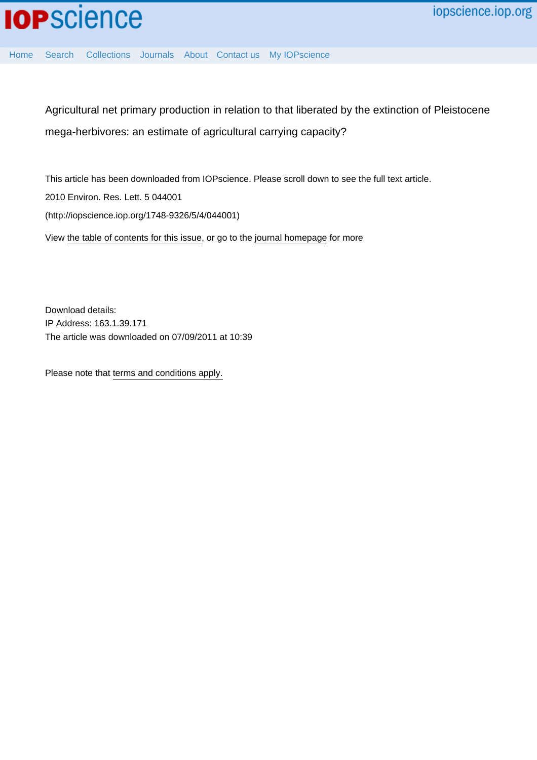Agricultural net primary production in relation to that liberated by the extinction of Pleistocene mega-herbivores: an estimate of agricultural carrying capacity?

This article has been downloaded from IOPscience. Please scroll down to see the full text article.

2010 Environ. Res. Lett. 5 044001

(http://iopscience.iop.org/1748-9326/5/4/044001)

View the table of contents for this issue, or go to the journal homepage for more

Download details:
IP Address: 163.1.39.171
The article was downloaded on 07/09/2011 at 10:39

Please note that terms and conditions apply.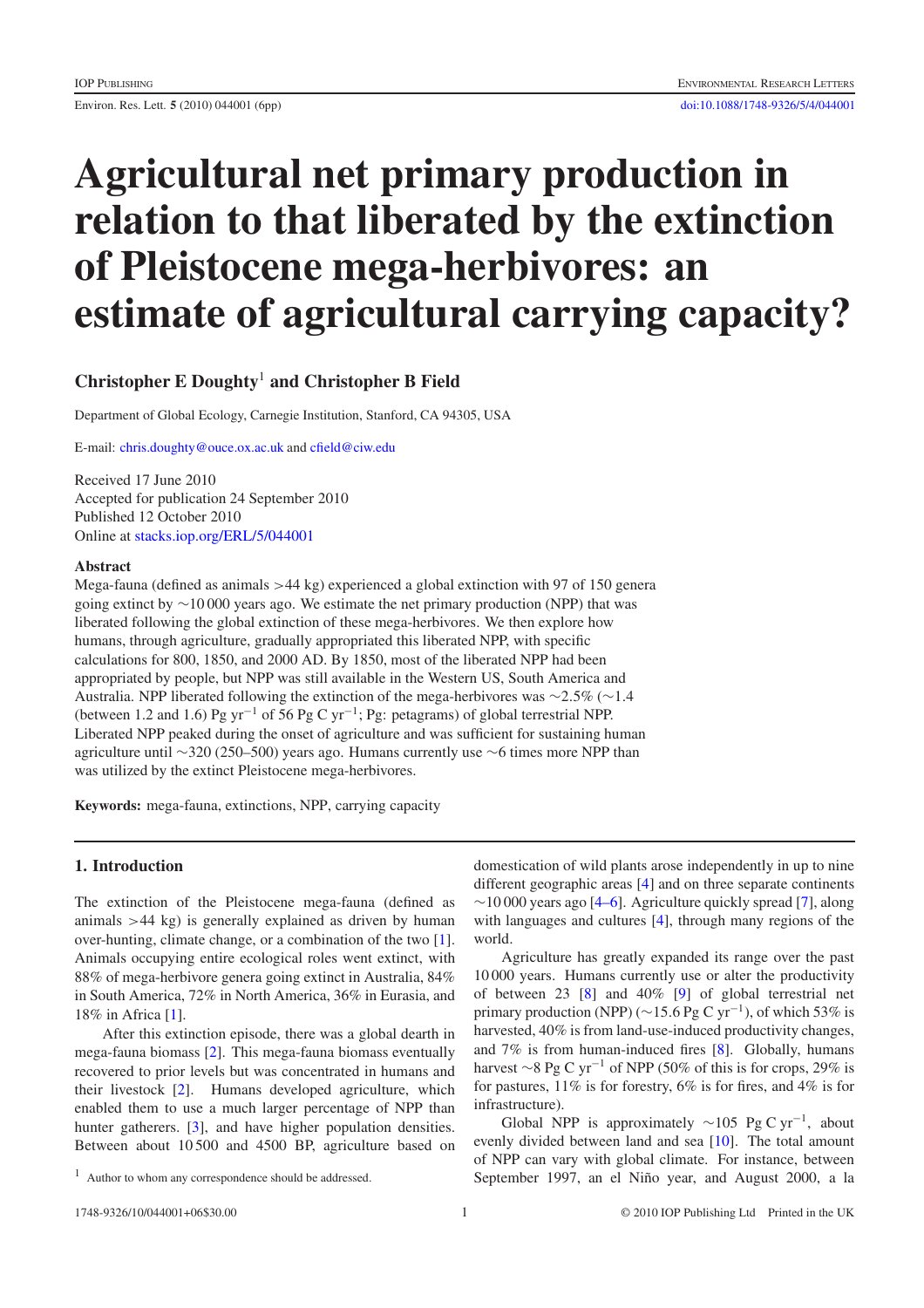# Agricultural net primary production in relation to that liberated by the extinction of Pleistocene mega-herbivores: an estimate of agricultural carrying capacity?

**Christopher E Doughty**[1] **and Christopher B Field**

Department of Global Ecology, Carnegie Institution, Stanford, CA 94305, USA

E-mail: chris.doughty@ouce.ox.ac.uk and cfield@ciw.edu

Received 17 June 2010
Accepted for publication 24 September 2010
Published 12 October 2010
Online at stacks.iop.org/ERL/5/044001

### Abstract

Mega-fauna (defined as animals >44 kg) experienced a global extinction with 97 of 150 genera going extinct by ∼10 000 years ago. We estimate the net primary production (NPP) that was liberated following the global extinction of these mega-herbivores. We then explore how humans, through agriculture, gradually appropriated this liberated NPP, with specific calculations for 800, 1850, and 2000 AD. By 1850, most of the liberated NPP had been appropriated by people, but NPP was still available in the Western US, South America and Australia. NPP liberated following the extinction of the mega-herbivores was ∼2.5% (∼1.4 (between 1.2 and 1.6) Pg $\text{yr}^{-1}$ of 56 Pg C $\text{yr}^{-1}$; Pg: petagrams) of global terrestrial NPP. Liberated NPP peaked during the onset of agriculture and was sufficient for sustaining human agriculture until ∼320 (250–500) years ago. Humans currently use ∼6 times more NPP than was utilized by the extinct Pleistocene mega-herbivores.

**Keywords:** mega-fauna, extinctions, NPP, carrying capacity

## 1. Introduction

The extinction of the Pleistocene mega-fauna (defined as animals >44 kg) is generally explained as driven by human over-hunting, climate change, or a combination of the two [1]. Animals occupying entire ecological roles went extinct, with 88% of mega-herbivore genera going extinct in Australia, 84% in South America, 72% in North America, 36% in Eurasia, and 18% in Africa [1].

After this extinction episode, there was a global dearth in mega-fauna biomass [2]. This mega-fauna biomass eventually recovered to prior levels but was concentrated in humans and their livestock [2]. Humans developed agriculture, which enabled them to use a much larger percentage of NPP than hunter gatherers. [3], and have higher population densities. Between about 10 500 and 4500 BP, agriculture based on domestication of wild plants arose independently in up to nine different geographic areas [4] and on three separate continents ∼10 000 years ago [4–6]. Agriculture quickly spread [7], along with languages and cultures [4], through many regions of the world.

Agriculture has greatly expanded its range over the past 10 000 years. Humans currently use or alter the productivity of between 23 [8] and 40% [9] of global terrestrial net primary production (NPP) (∼15.6 Pg C $\text{yr}^{-1}$), of which 53% is harvested, 40% is from land-use-induced productivity changes, and 7% is from human-induced fires [8]. Globally, humans harvest ∼8 Pg C $\text{yr}^{-1}$ of NPP (50% of this is for crops, 29% is for pastures, 11% is for forestry, 6% is for fires, and 4% is for infrastructure).

Global NPP is approximately ∼105 Pg C $\text{yr}^{-1}$, about evenly divided between land and sea [10]. The total amount of NPP can vary with global climate. For instance, between September 1997, an el Niño year, and August 2000, a la

[1] Author to whom any correspondence should be addressed.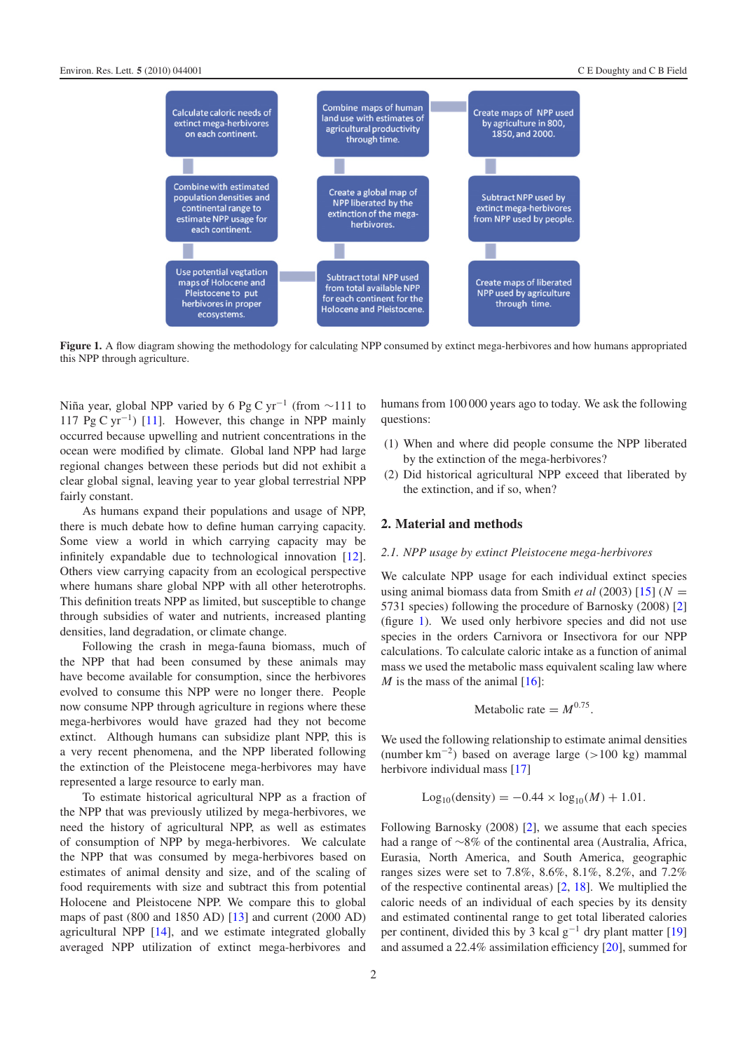Figure 1. A flow diagram showing the methodology for calculating NPP consumed by extinct mega-herbivores and how humans appropriated this NPP through agriculture.

Niña year, global NPP varied by 6 Pg C $yr^{-1}$ (from ~111 to 117 Pg C $yr^{-1}$) [11]. However, this change in NPP mainly occurred because upwelling and nutrient concentrations in the ocean were modified by climate. Global land NPP had large regional changes between these periods but did not exhibit a clear global signal, leaving year to year global terrestrial NPP fairly constant.

As humans expand their populations and usage of NPP, there is much debate how to define human carrying capacity. Some view a world in which carrying capacity may be infinitely expandable due to technological innovation [12]. Others view carrying capacity from an ecological perspective where humans share global NPP with all other heterotrophs. This definition treats NPP as limited, but susceptible to change through subsidies of water and nutrients, increased planting densities, land degradation, or climate change.

Following the crash in mega-fauna biomass, much of the NPP that had been consumed by these animals may have become available for consumption, since the herbivores evolved to consume this NPP were no longer there. People now consume NPP through agriculture in regions where these mega-herbivores would have grazed had they not become extinct. Although humans can subsidize plant NPP, this is a very recent phenomena, and the NPP liberated following the extinction of the Pleistocene mega-herbivores may have represented a large resource to early man.

To estimate historical agricultural NPP as a fraction of the NPP that was previously utilized by mega-herbivores, we need the history of agricultural NPP, as well as estimates of consumption of NPP by mega-herbivores. We calculate the NPP that was consumed by mega-herbivores based on estimates of animal density and size, and of the scaling of food requirements with size and subtract this from potential Holocene and Pleistocene NPP. We compare this to global maps of past (800 and 1850 AD) [13] and current (2000 AD) agricultural NPP [14], and we estimate integrated globally averaged NPP utilization of extinct mega-herbivores and humans from 100 000 years ago to today. We ask the following questions:

1. When and where did people consume the NPP liberated by the extinction of the mega-herbivores?
2. Did historical agricultural NPP exceed that liberated by the extinction, and if so, when?

## 2. Material and methods

### 2.1. NPP usage by extinct Pleistocene mega-herbivores

We calculate NPP usage for each individual extinct species using animal biomass data from Smith *et al* (2003) [15] ($N$ = 5731 species) following the procedure of Barnosky (2008) [2] (figure 1). We used only herbivore species and did not use species in the orders Carnivora or Insectivora for our NPP calculations. To calculate caloric intake as a function of animal mass we used the metabolic mass equivalent scaling law where $M$ is the mass of the animal [16]:

$$\text{Metabolic rate} = M^{0.75}.$$

We used the following relationship to estimate animal densities (number $km^{-2}$) based on average large (>100 kg) mammal herbivore individual mass [17]

$$\text{Log}_{10}(\text{density}) = -0.44 \times \log_{10}(M) + 1.01.$$

Following Barnosky (2008) [2], we assume that each species had a range of ~8% of the continental area (Australia, Africa, Eurasia, North America, and South America, geographic ranges sizes were set to 7.8%, 8.6%, 8.1%, 8.2%, and 7.2% of the respective continental areas) [2, 18]. We multiplied the caloric needs of an individual of each species by its density and estimated continental range to get total liberated calories per continent, divided this by 3 kcal $g^{-1}$ dry plant matter [19] and assumed a 22.4% assimilation efficiency [20], summed for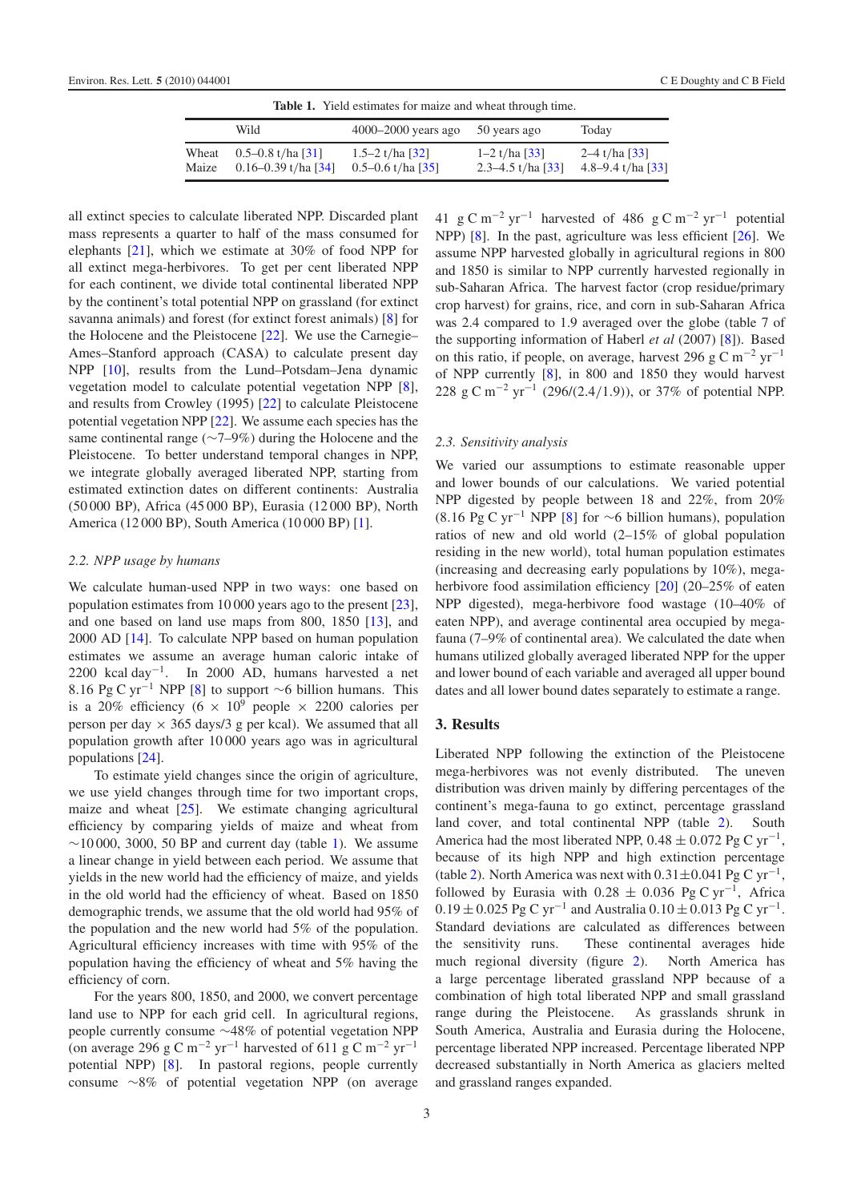**Table 1.** Yield estimates for maize and wheat through time.

| | Wild | 4000–2000 years ago | 50 years ago | Today |
|---|---|---|---|---|
| Wheat | 0.5–0.8 t/ha [31] | 1.5–2 t/ha [32] | 1–2 t/ha [33] | 2–4 t/ha [33] |
| Maize | 0.16–0.39 t/ha [34] | 0.5–0.6 t/ha [35] | 2.3–4.5 t/ha [33] | 4.8–9.4 t/ha [33] |

all extinct species to calculate liberated NPP. Discarded plant mass represents a quarter to half of the mass consumed for elephants [21], which we estimate at 30% of food NPP for all extinct mega-herbivores. To get per cent liberated NPP for each continent, we divide total continental liberated NPP by the continent's total potential NPP on grassland (for extinct savanna animals) [8] and forest (for extinct forest animals) [8] for the Holocene and the Pleistocene [22]. We use the Carnegie–Ames–Stanford approach (CASA) to calculate present day NPP [10], results from the Lund–Potsdam–Jena dynamic vegetation model to calculate potential vegetation NPP [8], and results from Crowley (1995) [22] to calculate Pleistocene potential vegetation NPP [22]. We assume each species has the same continental range (∼7–9%) during the Holocene and the Pleistocene. To better understand temporal changes in NPP, we integrate globally averaged liberated NPP, starting from estimated extinction dates on different continents: Australia (50 000 BP), Africa (45 000 BP), Eurasia (12 000 BP), North America (12 000 BP), South America (10 000 BP) [1].

### 2.2. NPP usage by humans

We calculate human-used NPP in two ways: one based on population estimates from 10 000 years ago to the present [23], and one based on land use maps from 800, 1850 [13], and 2000 AD [14]. To calculate NPP based on human population estimates we assume an average human caloric intake of 2200 kcal $\mathrm{day}^{-1}$. In 2000 AD, humans harvested a net 8.16 Pg C $\mathrm{yr}^{-1}$ NPP [8] to support ∼6 billion humans. This is a 20% efficiency ($6 \times 10^9$ people × 2200 calories per person per day × 365 days/3 g per kcal). We assumed that all population growth after 10 000 years ago was in agricultural populations [24].

To estimate yield changes since the origin of agriculture, we use yield changes through time for two important crops, maize and wheat [25]. We estimate changing agricultural efficiency by comparing yields of maize and wheat from ∼10 000, 3000, 50 BP and current day (table 1). We assume a linear change in yield between each period. We assume that yields in the new world had the efficiency of maize, and yields in the old world had the efficiency of wheat. Based on 1850 demographic trends, we assume that the old world had 95% of the population and the new world had 5% of the population. Agricultural efficiency increases with time with 95% of the population having the efficiency of wheat and 5% having the efficiency of corn.

For the years 800, 1850, and 2000, we convert percentage land use to NPP for each grid cell. In agricultural regions, people currently consume ∼48% of potential vegetation NPP (on average 296 g C $\mathrm{m}^{-2}$ $\mathrm{yr}^{-1}$ harvested of 611 g C $\mathrm{m}^{-2}$ $\mathrm{yr}^{-1}$ potential NPP) [8]. In pastoral regions, people currently consume ∼8% of potential vegetation NPP (on average 41 g C $\mathrm{m}^{-2}$ $\mathrm{yr}^{-1}$ harvested of 486 g C $\mathrm{m}^{-2}$ $\mathrm{yr}^{-1}$ potential NPP) [8]. In the past, agriculture was less efficient [26]. We assume NPP harvested globally in agricultural regions in 800 and 1850 is similar to NPP currently harvested regionally in sub-Saharan Africa. The harvest factor (crop residue/primary crop harvest) for grains, rice, and corn in sub-Saharan Africa was 2.4 compared to 1.9 averaged over the globe (table 7 of the supporting information of Haberl *et al* (2007) [8]). Based on this ratio, if people, on average, harvest 296 g C $\mathrm{m}^{-2}$ $\mathrm{yr}^{-1}$ of NPP currently [8], in 800 and 1850 they would harvest 228 g C $\mathrm{m}^{-2}$ $\mathrm{yr}^{-1}$ (296/(2.4/1.9)), or 37% of potential NPP.

### 2.3. Sensitivity analysis

We varied our assumptions to estimate reasonable upper and lower bounds of our calculations. We varied potential NPP digested by people between 18 and 22%, from 20% (8.16 Pg C $\mathrm{yr}^{-1}$ NPP [8] for ∼6 billion humans), population ratios of new and old world (2–15% of global population residing in the new world), total human population estimates (increasing and decreasing early populations by 10%), mega-herbivore food assimilation efficiency [20] (20–25% of eaten NPP digested), mega-herbivore food wastage (10–40% of eaten NPP), and average continental area occupied by mega-fauna (7–9% of continental area). We calculated the date when humans utilized globally averaged liberated NPP for the upper and lower bound of each variable and averaged all upper bound dates and all lower bound dates separately to estimate a range.

## 3. Results

Liberated NPP following the extinction of the Pleistocene mega-herbivores was not evenly distributed. The uneven distribution was driven mainly by differing percentages of the continent's mega-fauna to go extinct, percentage grassland land cover, and total continental NPP (table 2). South America had the most liberated NPP, $0.48 \pm 0.072$ Pg C $\mathrm{yr}^{-1}$, because of its high NPP and high extinction percentage (table 2). North America was next with $0.31 \pm 0.041$ Pg C $\mathrm{yr}^{-1}$, followed by Eurasia with $0.28 \pm 0.036$ Pg C $\mathrm{yr}^{-1}$, Africa $0.19 \pm 0.025$ Pg C $\mathrm{yr}^{-1}$ and Australia $0.10 \pm 0.013$ Pg C $\mathrm{yr}^{-1}$. Standard deviations are calculated as differences between the sensitivity runs. These continental averages hide much regional diversity (figure 2). North America has a large percentage liberated grassland NPP because of a combination of high total liberated NPP and small grassland range during the Pleistocene. As grasslands shrunk in South America, Australia and Eurasia during the Holocene, percentage liberated NPP increased. Percentage liberated NPP decreased substantially in North America as glaciers melted and grassland ranges expanded.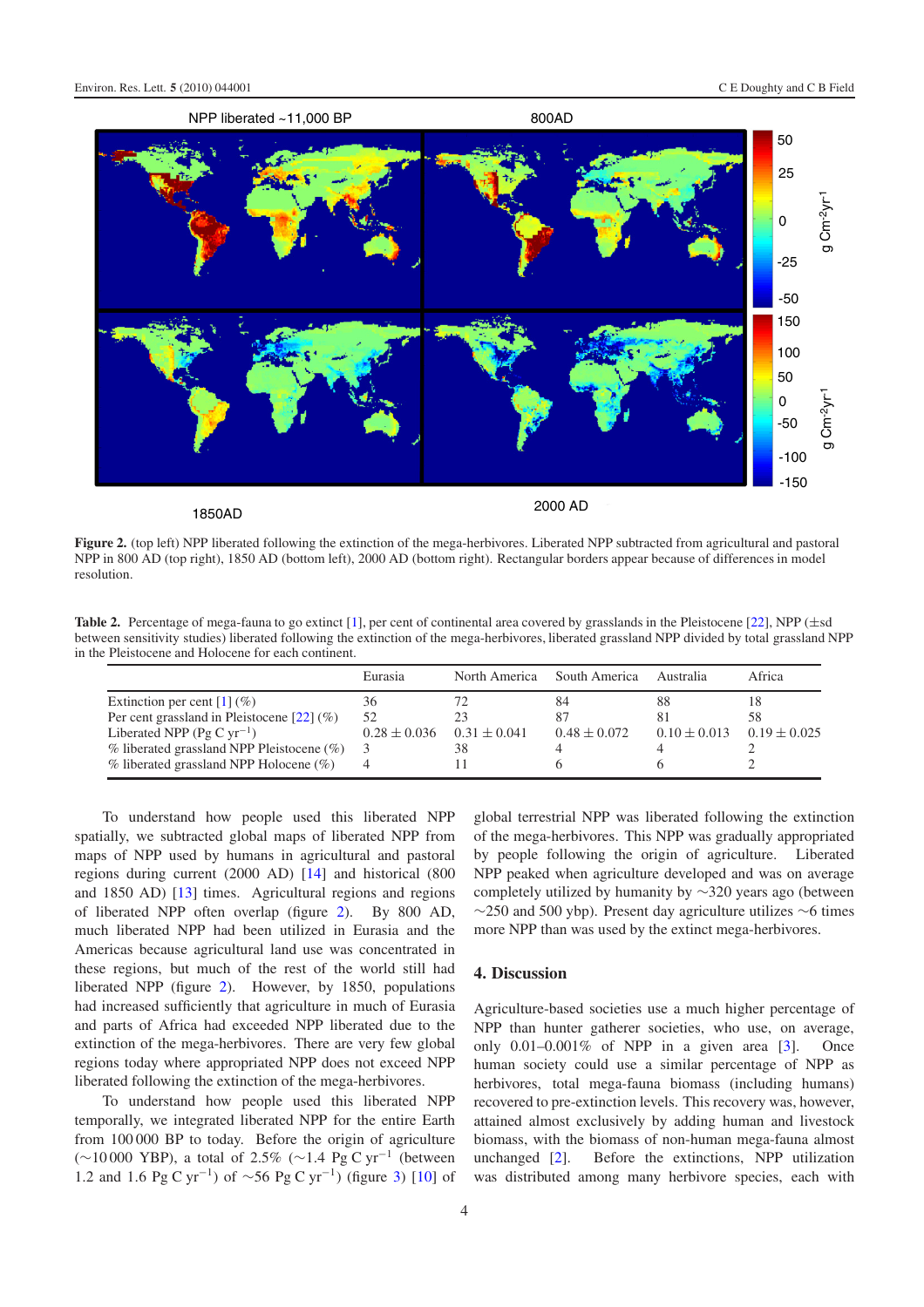**Figure 2.** (top left) NPP liberated following the extinction of the mega-herbivores. Liberated NPP subtracted from agricultural and pastoral NPP in 800 AD (top right), 1850 AD (bottom left), 2000 AD (bottom right). Rectangular borders appear because of differences in model resolution.

**Table 2.** Percentage of mega-fauna to go extinct [1], per cent of continental area covered by grasslands in the Pleistocene [22], NPP (±sd between sensitivity studies) liberated following the extinction of the mega-herbivores, liberated grassland NPP divided by total grassland NPP in the Pleistocene and Holocene for each continent.

| | Eurasia | North America | South America | Australia | Africa |
|---|---|---|---|---|---|
| Extinction per cent [1] (%) | 36 | 72 | 84 | 88 | 18 |
| Per cent grassland in Pleistocene [22] (%) | 52 | 23 | 87 | 81 | 58 |
| Liberated NPP (Pg C $yr^{-1}$) | $0.28 \pm 0.036$ | $0.31 \pm 0.041$ | $0.48 \pm 0.072$ | $0.10 \pm 0.013$ | $0.19 \pm 0.025$ |
| % liberated grassland NPP Pleistocene (%) | 3 | 38 | 4 | 4 | 2 |
| % liberated grassland NPP Holocene (%) | 4 | 11 | 6 | 6 | 2 |

To understand how people used this liberated NPP spatially, we subtracted global maps of liberated NPP from maps of NPP used by humans in agricultural and pastoral regions during current (2000 AD) [14] and historical (800 and 1850 AD) [13] times. Agricultural regions and regions of liberated NPP often overlap (figure 2). By 800 AD, much liberated NPP had been utilized in Eurasia and the Americas because agricultural land use was concentrated in these regions, but much of the rest of the world still had liberated NPP (figure 2). However, by 1850, populations had increased sufficiently that agriculture in much of Eurasia and parts of Africa had exceeded NPP liberated due to the extinction of the mega-herbivores. There are very few global regions today where appropriated NPP does not exceed NPP liberated following the extinction of the mega-herbivores.

To understand how people used this liberated NPP temporally, we integrated liberated NPP for the entire Earth from 100 000 BP to today. Before the origin of agriculture (~10 000 YBP), a total of 2.5% (~1.4 Pg C $yr^{-1}$ (between 1.2 and 1.6 Pg C $yr^{-1}$) of ~56 Pg C $yr^{-1}$) (figure 3) [10] of global terrestrial NPP was liberated following the extinction of the mega-herbivores. This NPP was gradually appropriated by people following the origin of agriculture. Liberated NPP peaked when agriculture developed and was on average completely utilized by humanity by ~320 years ago (between ~250 and 500 ybp). Present day agriculture utilizes ~6 times more NPP than was used by the extinct mega-herbivores.

## 4. Discussion

Agriculture-based societies use a much higher percentage of NPP than hunter gatherer societies, who use, on average, only 0.01–0.001% of NPP in a given area [3]. Once human society could use a similar percentage of NPP as herbivores, total mega-fauna biomass (including humans) recovered to pre-extinction levels. This recovery was, however, attained almost exclusively by adding human and livestock biomass, with the biomass of non-human mega-fauna almost unchanged [2]. Before the extinctions, NPP utilization was distributed among many herbivore species, each with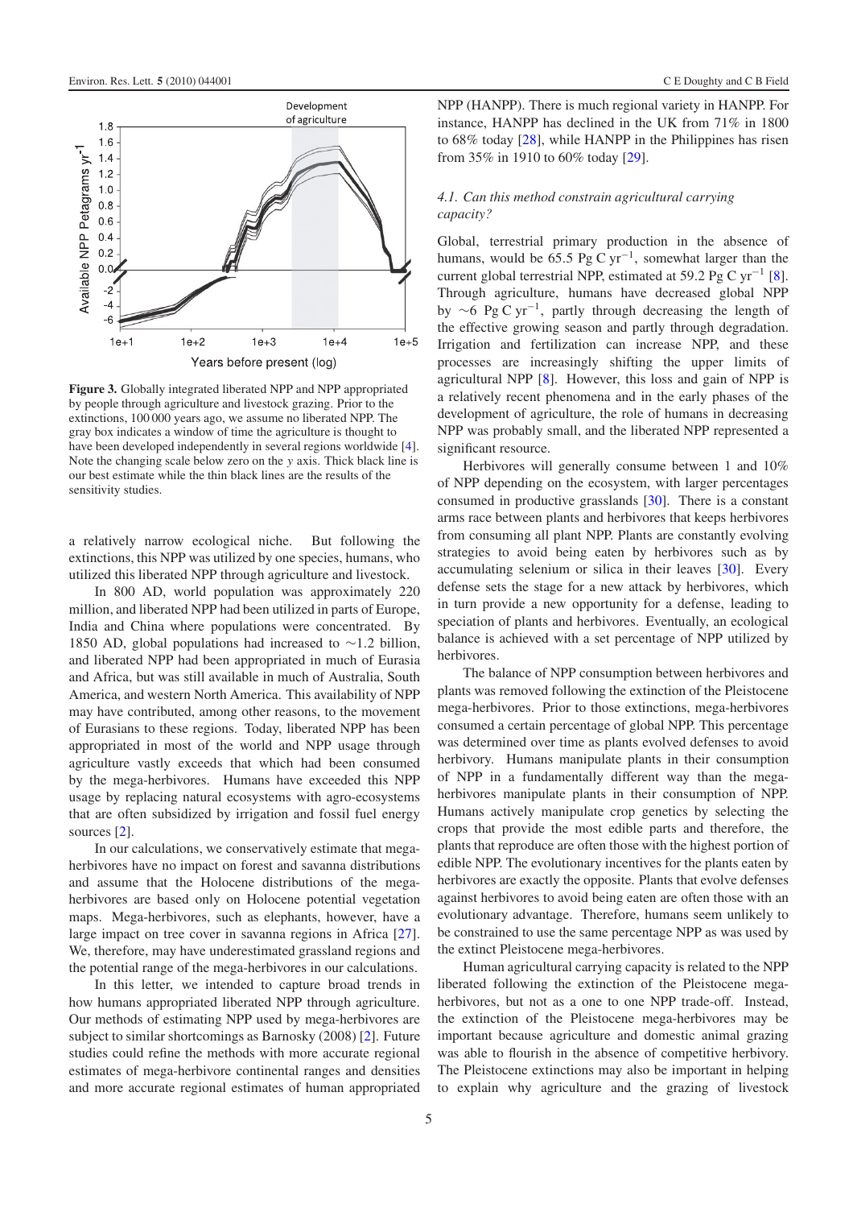**Figure 3.** Globally integrated liberated NPP and NPP appropriated by people through agriculture and livestock grazing. Prior to the extinctions, 100 000 years ago, we assume no liberated NPP. The gray box indicates a window of time the agriculture is thought to have been developed independently in several regions worldwide [4]. Note the changing scale below zero on the *y* axis. Thick black line is our best estimate while the thin black lines are the results of the sensitivity studies.

a relatively narrow ecological niche. But following the extinctions, this NPP was utilized by one species, humans, who utilized this liberated NPP through agriculture and livestock.

In 800 AD, world population was approximately 220 million, and liberated NPP had been utilized in parts of Europe, India and China where populations were concentrated. By 1850 AD, global populations had increased to ~1.2 billion, and liberated NPP had been appropriated in much of Eurasia and Africa, but was still available in much of Australia, South America, and western North America. This availability of NPP may have contributed, among other reasons, to the movement of Eurasians to these regions. Today, liberated NPP has been appropriated in most of the world and NPP usage through agriculture vastly exceeds that which had been consumed by the mega-herbivores. Humans have exceeded this NPP usage by replacing natural ecosystems with agro-ecosystems that are often subsidized by irrigation and fossil fuel energy sources [2].

In our calculations, we conservatively estimate that mega-herbivores have no impact on forest and savanna distributions and assume that the Holocene distributions of the mega-herbivores are based only on Holocene potential vegetation maps. Mega-herbivores, such as elephants, however, have a large impact on tree cover in savanna regions in Africa [27]. We, therefore, may have underestimated grassland regions and the potential range of the mega-herbivores in our calculations.

In this letter, we intended to capture broad trends in how humans appropriated liberated NPP through agriculture. Our methods of estimating NPP used by mega-herbivores are subject to similar shortcomings as Barnosky (2008) [2]. Future studies could refine the methods with more accurate regional estimates of mega-herbivore continental ranges and densities and more accurate regional estimates of human appropriated NPP (HANPP). There is much regional variety in HANPP. For instance, HANPP has declined in the UK from 71% in 1800 to 68% today [28], while HANPP in the Philippines has risen from 35% in 1910 to 60% today [29].

### *4.1. Can this method constrain agricultural carrying capacity?*

Global, terrestrial primary production in the absence of humans, would be 65.5 Pg C $yr^{-1}$, somewhat larger than the current global terrestrial NPP, estimated at 59.2 Pg C $yr^{-1}$ [8]. Through agriculture, humans have decreased global NPP by ~6 Pg C $yr^{-1}$, partly through decreasing the length of the effective growing season and partly through degradation. Irrigation and fertilization can increase NPP, and these processes are increasingly shifting the upper limits of agricultural NPP [8]. However, this loss and gain of NPP is a relatively recent phenomena and in the early phases of the development of agriculture, the role of humans in decreasing NPP was probably small, and the liberated NPP represented a significant resource.

Herbivores will generally consume between 1 and 10% of NPP depending on the ecosystem, with larger percentages consumed in productive grasslands [30]. There is a constant arms race between plants and herbivores that keeps herbivores from consuming all plant NPP. Plants are constantly evolving strategies to avoid being eaten by herbivores such as by accumulating selenium or silica in their leaves [30]. Every defense sets the stage for a new attack by herbivores, which in turn provide a new opportunity for a defense, leading to speciation of plants and herbivores. Eventually, an ecological balance is achieved with a set percentage of NPP utilized by herbivores.

The balance of NPP consumption between herbivores and plants was removed following the extinction of the Pleistocene mega-herbivores. Prior to those extinctions, mega-herbivores consumed a certain percentage of global NPP. This percentage was determined over time as plants evolved defenses to avoid herbivory. Humans manipulate plants in their consumption of NPP in a fundamentally different way than the mega-herbivores manipulate plants in their consumption of NPP. Humans actively manipulate crop genetics by selecting the crops that provide the most edible parts and therefore, the plants that reproduce are often those with the highest portion of edible NPP. The evolutionary incentives for the plants eaten by herbivores are exactly the opposite. Plants that evolve defenses against herbivores to avoid being eaten are often those with an evolutionary advantage. Therefore, humans seem unlikely to be constrained to use the same percentage NPP as was used by the extinct Pleistocene mega-herbivores.

Human agricultural carrying capacity is related to the NPP liberated following the extinction of the Pleistocene mega-herbivores, but not as a one to one NPP trade-off. Instead, the extinction of the Pleistocene mega-herbivores may be important because agriculture and domestic animal grazing was able to flourish in the absence of competitive herbivory. The Pleistocene extinctions may also be important in helping to explain why agriculture and the grazing of livestock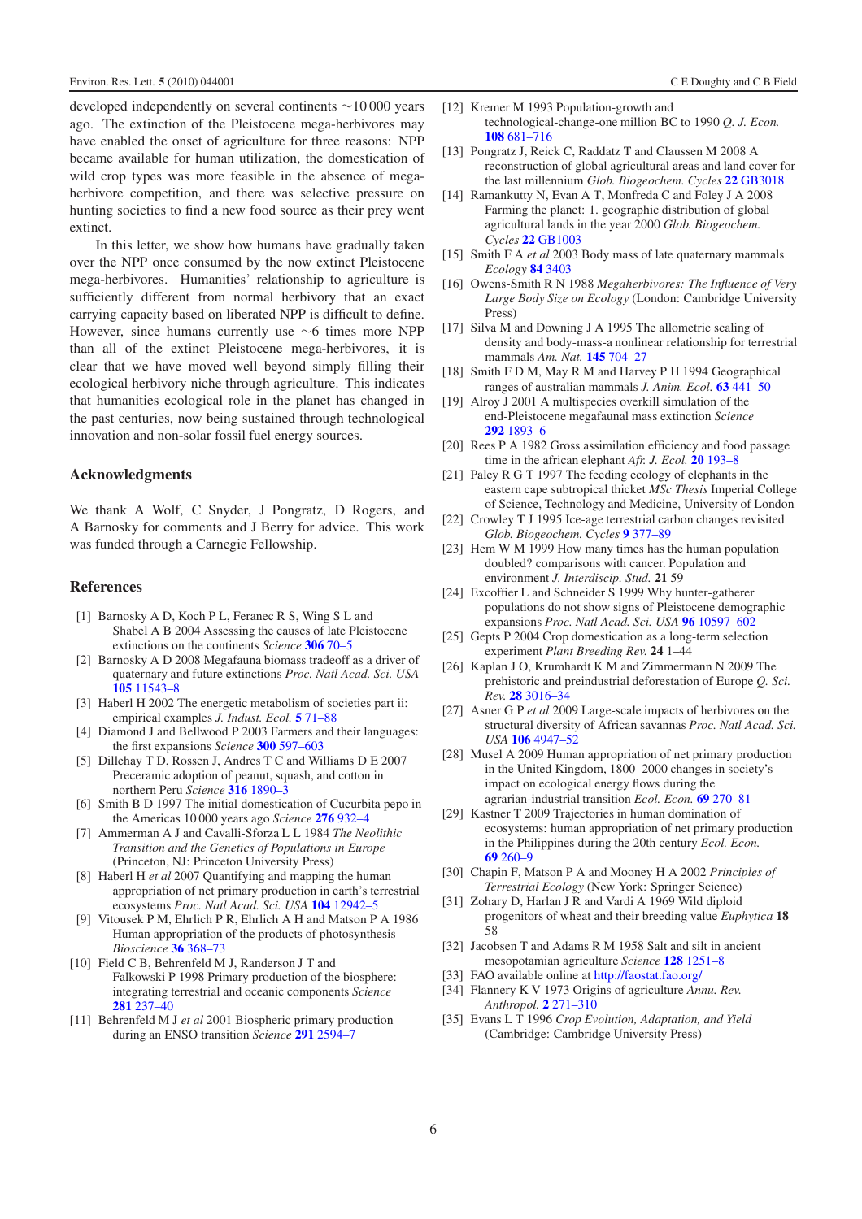developed independently on several continents ~10 000 years ago. The extinction of the Pleistocene mega-herbivores may have enabled the onset of agriculture for three reasons: NPP became available for human utilization, the domestication of wild crop types was more feasible in the absence of mega-herbivore competition, and there was selective pressure on hunting societies to find a new food source as their prey went extinct.

In this letter, we show how humans have gradually taken over the NPP once consumed by the now extinct Pleistocene mega-herbivores. Humanities' relationship to agriculture is sufficiently different from normal herbivory that an exact carrying capacity based on liberated NPP is difficult to define. However, since humans currently use ~6 times more NPP than all of the extinct Pleistocene mega-herbivores, it is clear that we have moved well beyond simply filling their ecological herbivory niche through agriculture. This indicates that humanities ecological role in the planet has changed in the past centuries, now being sustained through technological innovation and non-solar fossil fuel energy sources.

## Acknowledgments

We thank A Wolf, C Snyder, J Pongratz, D Rogers, and A Barnosky for comments and J Berry for advice. This work was funded through a Carnegie Fellowship.

## References

[1] Barnosky A D, Koch P L, Feranec R S, Wing S L and Shabel A B 2004 Assessing the causes of late Pleistocene extinctions on the continents *Science* **306** 70–5

[2] Barnosky A D 2008 Megafauna biomass tradeoff as a driver of quaternary and future extinctions *Proc. Natl Acad. Sci. USA* **105** 11543–8

[3] Haberl H 2002 The energetic metabolism of societies part ii: empirical examples *J. Indust. Ecol.* **5** 71–88

[4] Diamond J and Bellwood P 2003 Farmers and their languages: the first expansions *Science* **300** 597–603

[5] Dillehay T D, Rossen J, Andres T C and Williams D E 2007 Preceramic adoption of peanut, squash, and cotton in northern Peru *Science* **316** 1890–3

[6] Smith B D 1997 The initial domestication of Cucurbita pepo in the Americas 10 000 years ago *Science* **276** 932–4

[7] Ammerman A J and Cavalli-Sforza L L 1984 *The Neolithic Transition and the Genetics of Populations in Europe* (Princeton, NJ: Princeton University Press)

[8] Haberl H *et al* 2007 Quantifying and mapping the human appropriation of net primary production in earth's terrestrial ecosystems *Proc. Natl Acad. Sci. USA* **104** 12942–5

[9] Vitousek P M, Ehrlich P R, Ehrlich A H and Matson P A 1986 Human appropriation of the products of photosynthesis *Bioscience* **36** 368–73

[10] Field C B, Behrenfeld M J, Randerson J T and Falkowski P 1998 Primary production of the biosphere: integrating terrestrial and oceanic components *Science* **281** 237–40

[11] Behrenfeld M J *et al* 2001 Biospheric primary production during an ENSO transition *Science* **291** 2594–7

[12] Kremer M 1993 Population-growth and technological-change-one million BC to 1990 *Q. J. Econ.* **108** 681–716

[13] Pongratz J, Reick C, Raddatz T and Claussen M 2008 A reconstruction of global agricultural areas and land cover for the last millennium *Glob. Biogeochem. Cycles* **22** GB3018

[14] Ramankutty N, Evan A T, Monfreda C and Foley J A 2008 Farming the planet: 1. geographic distribution of global agricultural lands in the year 2000 *Glob. Biogeochem. Cycles* **22** GB1003

[15] Smith F A *et al* 2003 Body mass of late quaternary mammals *Ecology* **84** 3403

[16] Owens-Smith R N 1988 *Megaherbivores: The Influence of Very Large Body Size on Ecology* (London: Cambridge University Press)

[17] Silva M and Downing J A 1995 The allometric scaling of density and body-mass-a nonlinear relationship for terrestrial mammals *Am. Nat.* **145** 704–27

[18] Smith F D M, May R M and Harvey P H 1994 Geographical ranges of australian mammals *J. Anim. Ecol.* **63** 441–50

[19] Alroy J 2001 A multispecies overkill simulation of the end-Pleistocene megafaunal mass extinction *Science* **292** 1893–6

[20] Rees P A 1982 Gross assimilation efficiency and food passage time in the african elephant *Afr. J. Ecol.* **20** 193–8

[21] Paley R G T 1997 The feeding ecology of elephants in the eastern cape subtropical thicket *MSc Thesis* Imperial College of Science, Technology and Medicine, University of London

[22] Crowley T J 1995 Ice-age terrestrial carbon changes revisited *Glob. Biogeochem. Cycles* **9** 377–89

[23] Hem W M 1999 How many times has the human population doubled? comparisons with cancer. Population and environment *J. Interdiscip. Stud.* **21** 59

[24] Excoffier L and Schneider S 1999 Why hunter-gatherer populations do not show signs of Pleistocene demographic expansions *Proc. Natl Acad. Sci. USA* **96** 10597–602

[25] Gepts P 2004 Crop domestication as a long-term selection experiment *Plant Breeding Rev.* **24** 1–44

[26] Kaplan J O, Krumhardt K M and Zimmermann N 2009 The prehistoric and preindustrial deforestation of Europe *Q. Sci. Rev.* **28** 3016–34

[27] Asner G P *et al* 2009 Large-scale impacts of herbivores on the structural diversity of African savannas *Proc. Natl Acad. Sci. USA* **106** 4947–52

[28] Musel A 2009 Human appropriation of net primary production in the United Kingdom, 1800–2000 changes in society's impact on ecological energy flows during the agrarian-industrial transition *Ecol. Econ.* **69** 270–81

[29] Kastner T 2009 Trajectories in human domination of ecosystems: human appropriation of net primary production in the Philippines during the 20th century *Ecol. Econ.* **69** 260–9

[30] Chapin F, Matson P A and Mooney H A 2002 *Principles of Terrestrial Ecology* (New York: Springer Science)

[31] Zohary D, Harlan J R and Vardi A 1969 Wild diploid progenitors of wheat and their breeding value *Euphytica* **18** 58

[32] Jacobsen T and Adams R M 1958 Salt and silt in ancient mesopotamian agriculture *Science* **128** 1251–8

[33] FAO available online at http://faostat.fao.org/

[34] Flannery K V 1973 Origins of agriculture *Annu. Rev. Anthropol.* **2** 271–310

[35] Evans L T 1996 *Crop Evolution, Adaptation, and Yield* (Cambridge: Cambridge University Press)